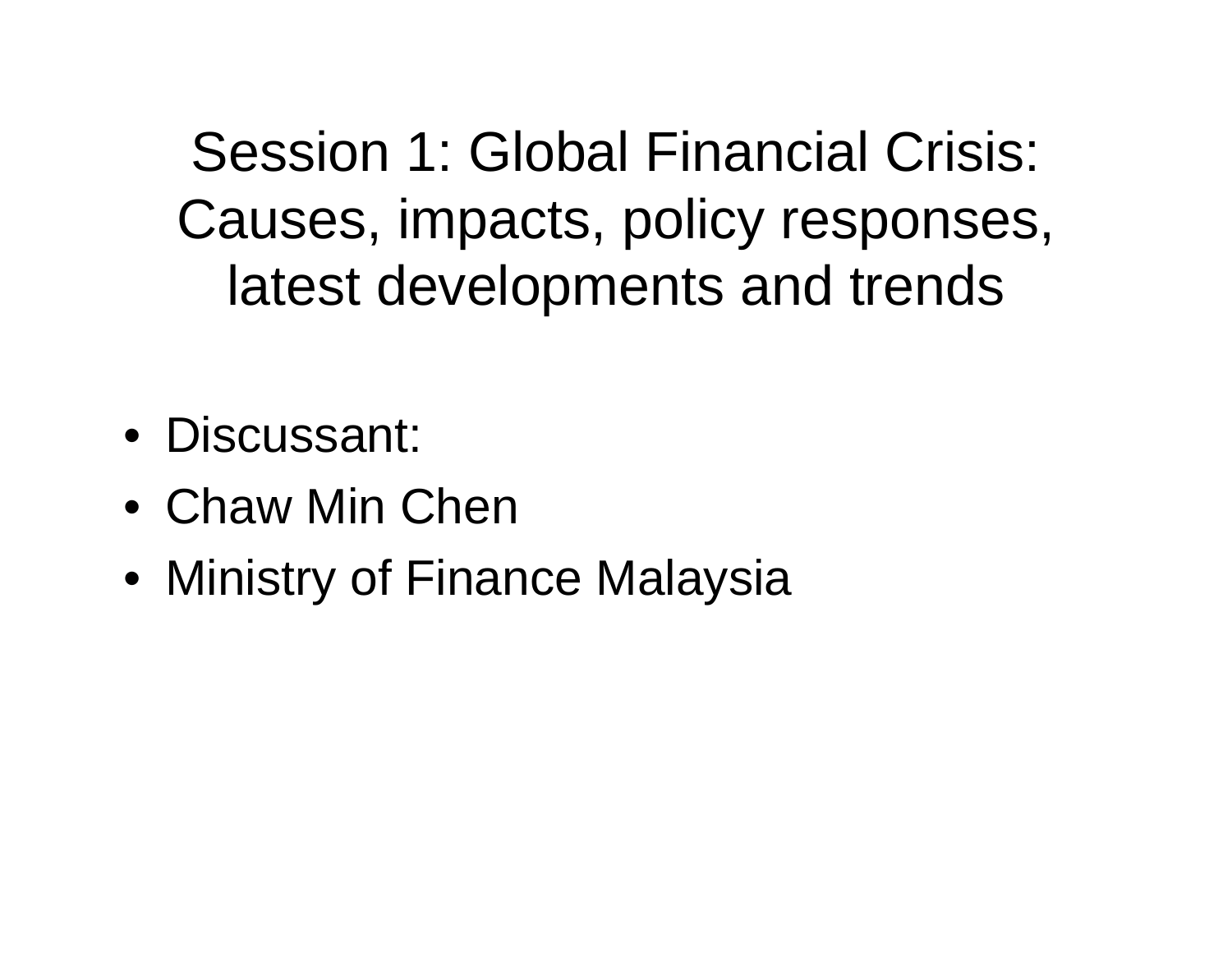# Session 1: Global Financial Crisis: Causes, impacts, policy responses, latest developments and trends

- Discussant:
- Chaw Min Chen
- Ministry of Finance Malaysia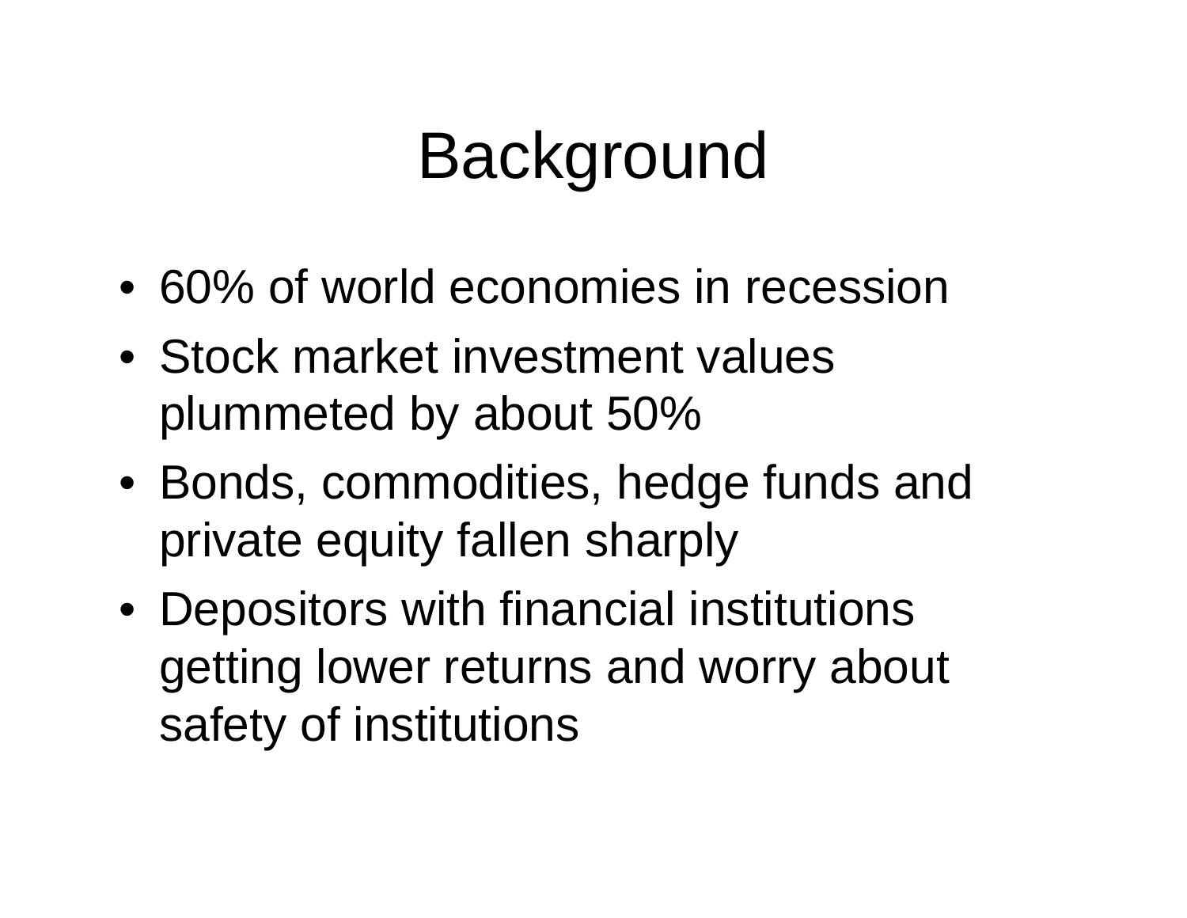# Background

- 60% of world economies in recession
- Stock market investment values plummeted by about 50%
- Bonds, commodities, hedge funds and private equity fallen sharply
- Depositors with financial institutions getting lower returns and worry about safety of institutions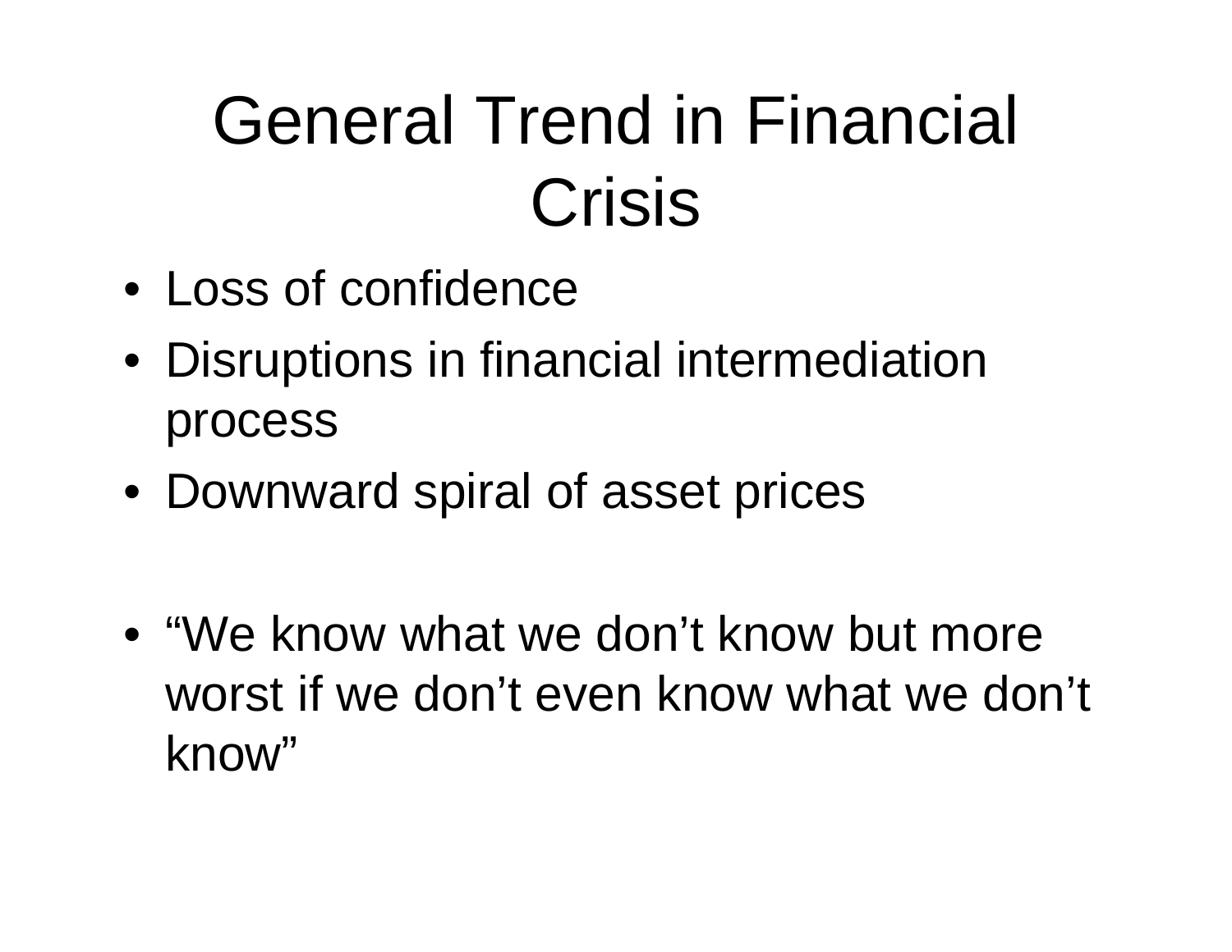# General Trend in Financial Crisis

- Loss of confidence
- Disruptions in financial intermediation process
- Downward spiral of asset prices

- "We know what we don't know but more worst if we don't even know what we don't know"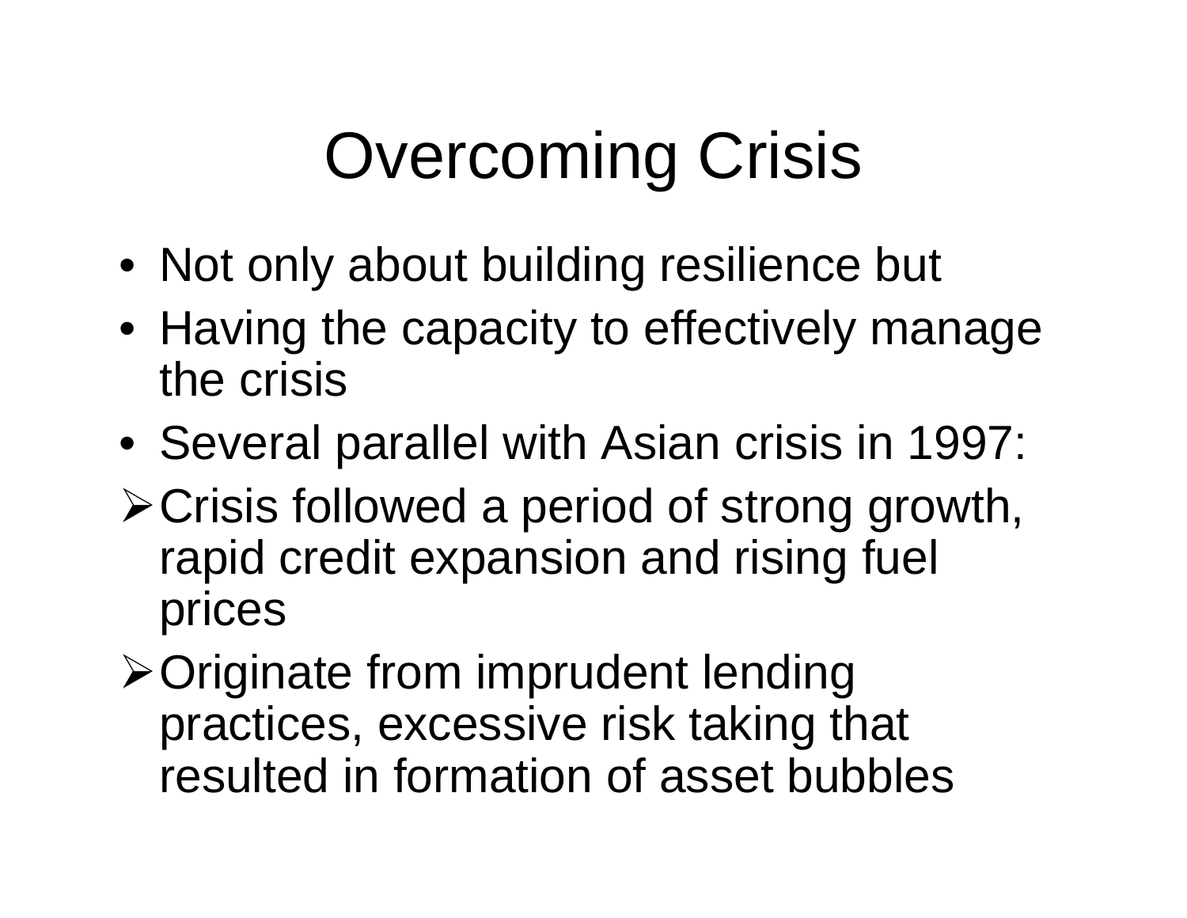# Overcoming Crisis

- Not only about building resilience but
- Having the capacity to effectively manage the crisis
- Several parallel with Asian crisis in 1997:
  - Crisis followed a period of strong growth, rapid credit expansion and rising fuel prices
  - Originate from imprudent lending practices, excessive risk taking that resulted in formation of asset bubbles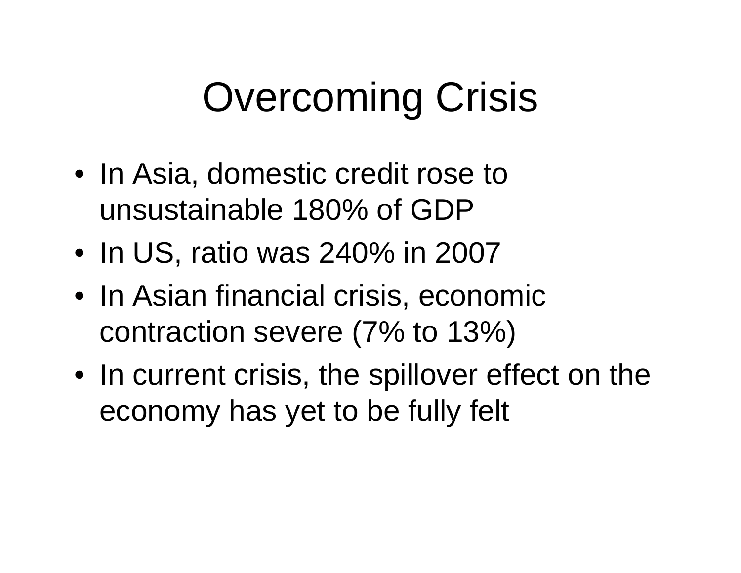# Overcoming Crisis

- In Asia, domestic credit rose to unsustainable 180% of GDP
- In US, ratio was 240% in 2007
- In Asian financial crisis, economic contraction severe (7% to 13%)
- In current crisis, the spillover effect on the economy has yet to be fully felt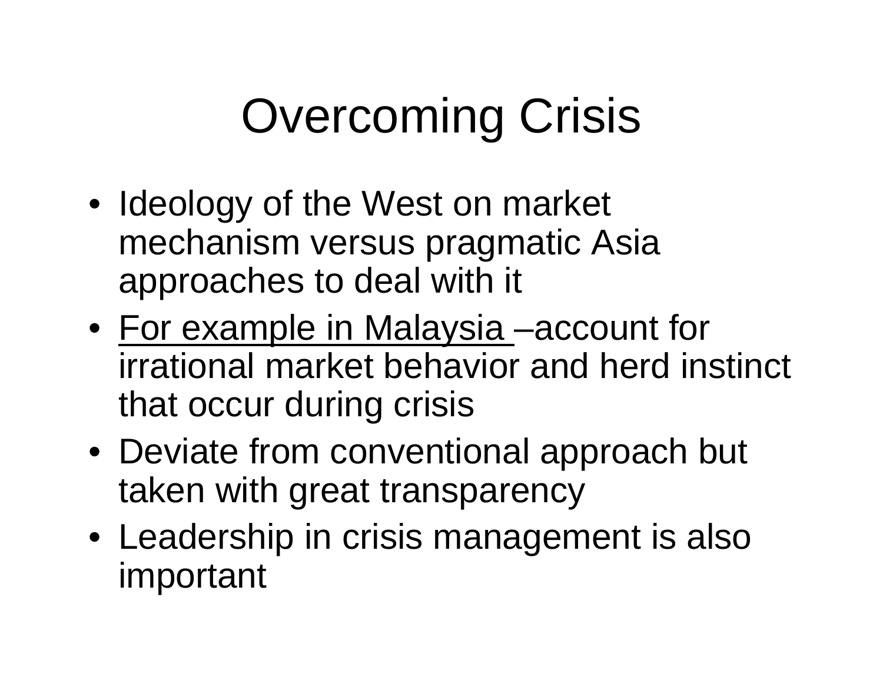# Overcoming Crisis

- Ideology of the West on market mechanism versus pragmatic Asia approaches to deal with it
- <u>For example in Malaysia</u> –account for irrational market behavior and herd instinct that occur during crisis
- Deviate from conventional approach but taken with great transparency
- Leadership in crisis management is also important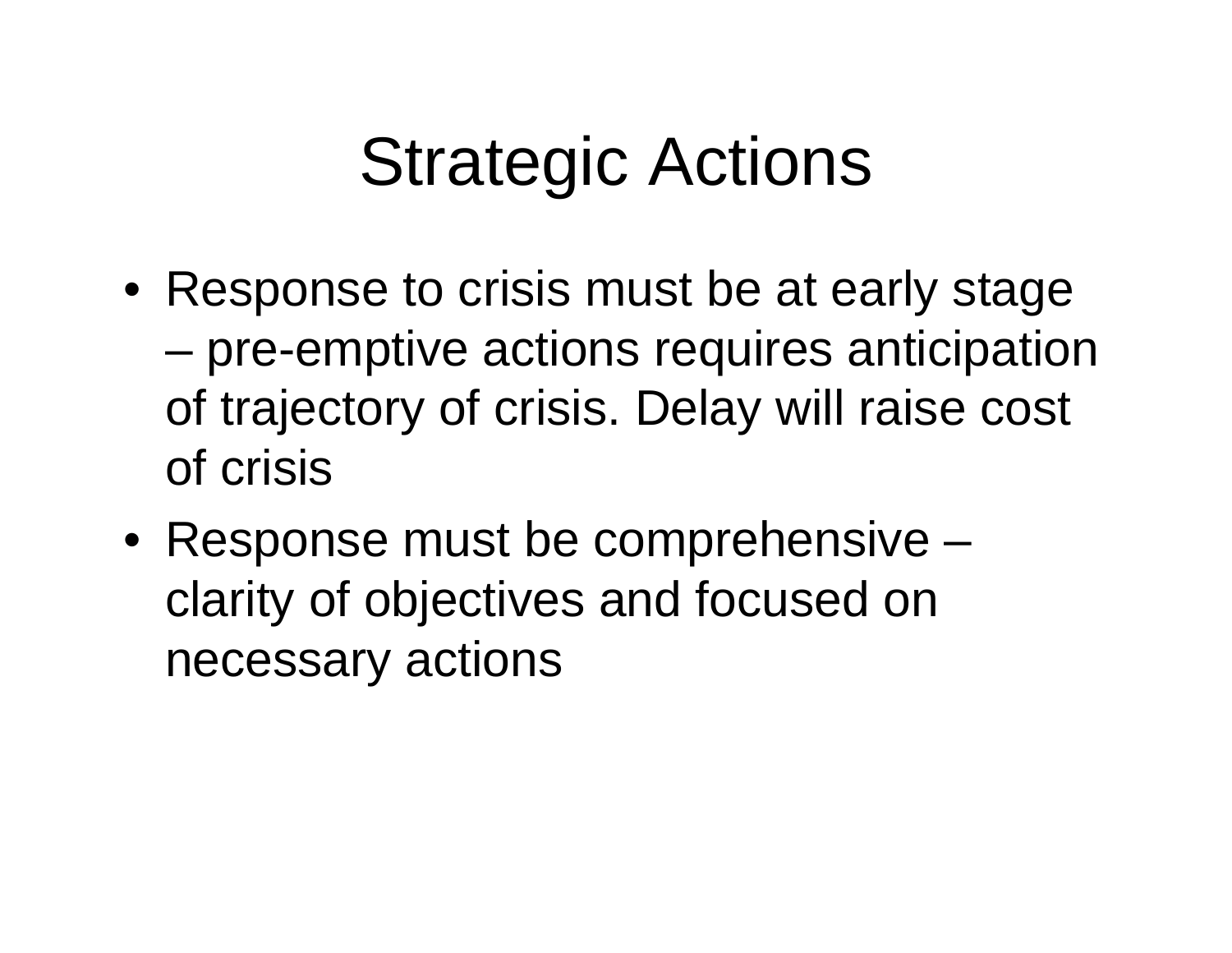# Strategic Actions

- Response to crisis must be at early stage – pre-emptive actions requires anticipation of trajectory of crisis. Delay will raise cost of crisis
- Response must be comprehensive – clarity of objectives and focused on necessary actions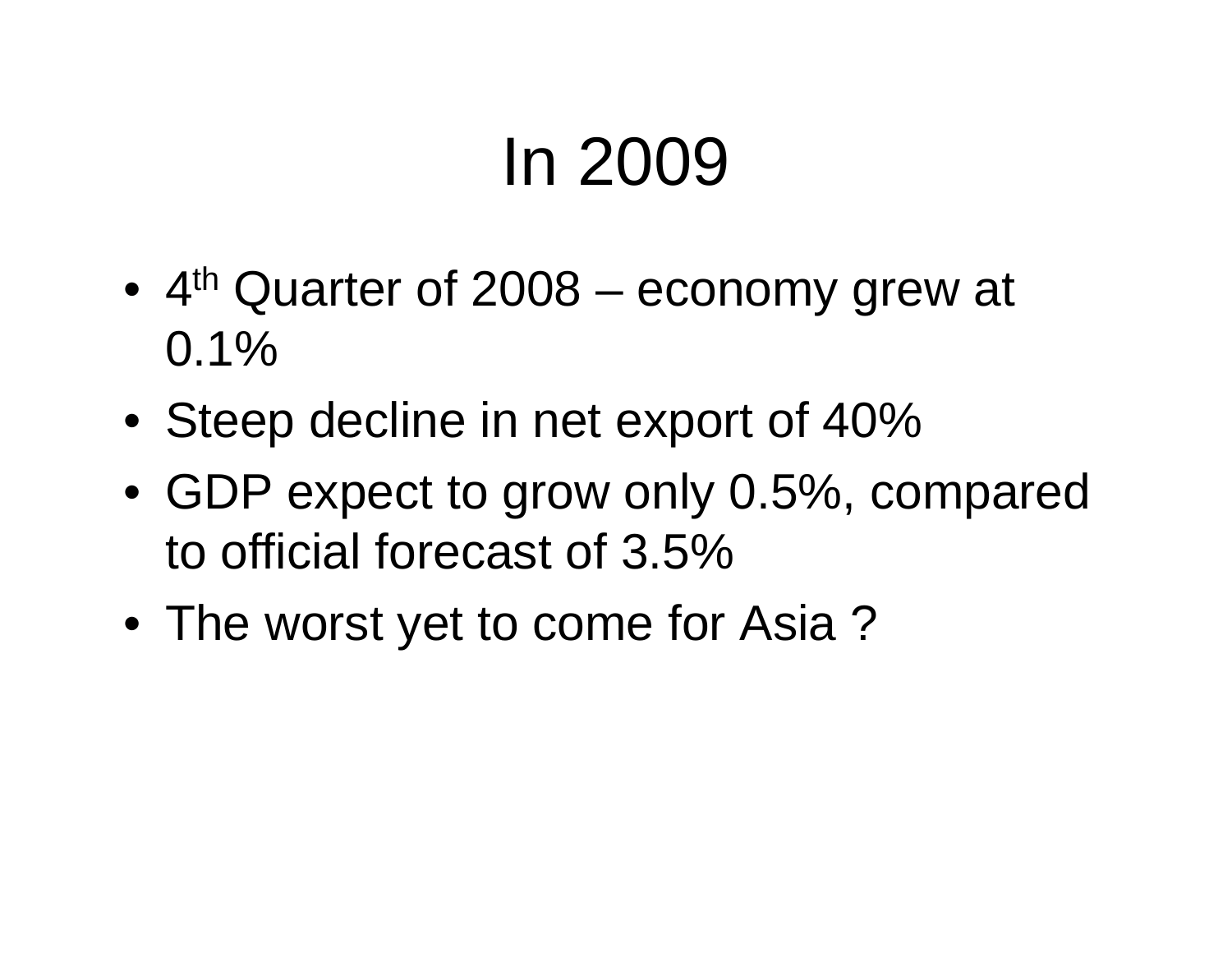# In 2009

- $4^{th}$ Quarter of 2008 – economy grew at 0.1%
- Steep decline in net export of 40%
- GDP expect to grow only 0.5%, compared to official forecast of 3.5%
- The worst yet to come for Asia ?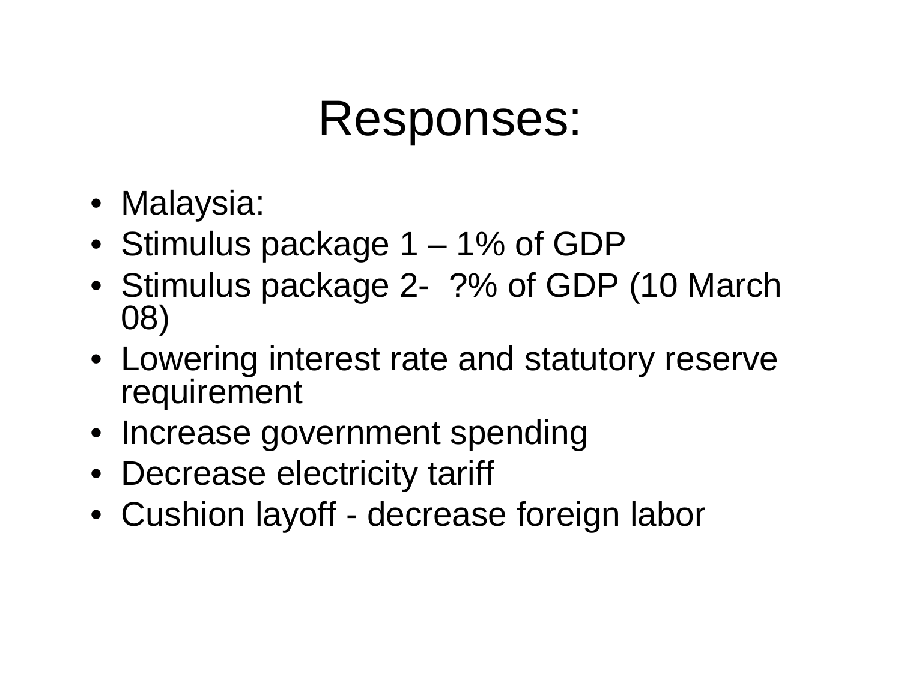# Responses:

- Malaysia:
- Stimulus package 1 – 1% of GDP
- Stimulus package 2- ?% of GDP (10 March 08)
- Lowering interest rate and statutory reserve requirement
- Increase government spending
- Decrease electricity tariff
- Cushion layoff - decrease foreign labor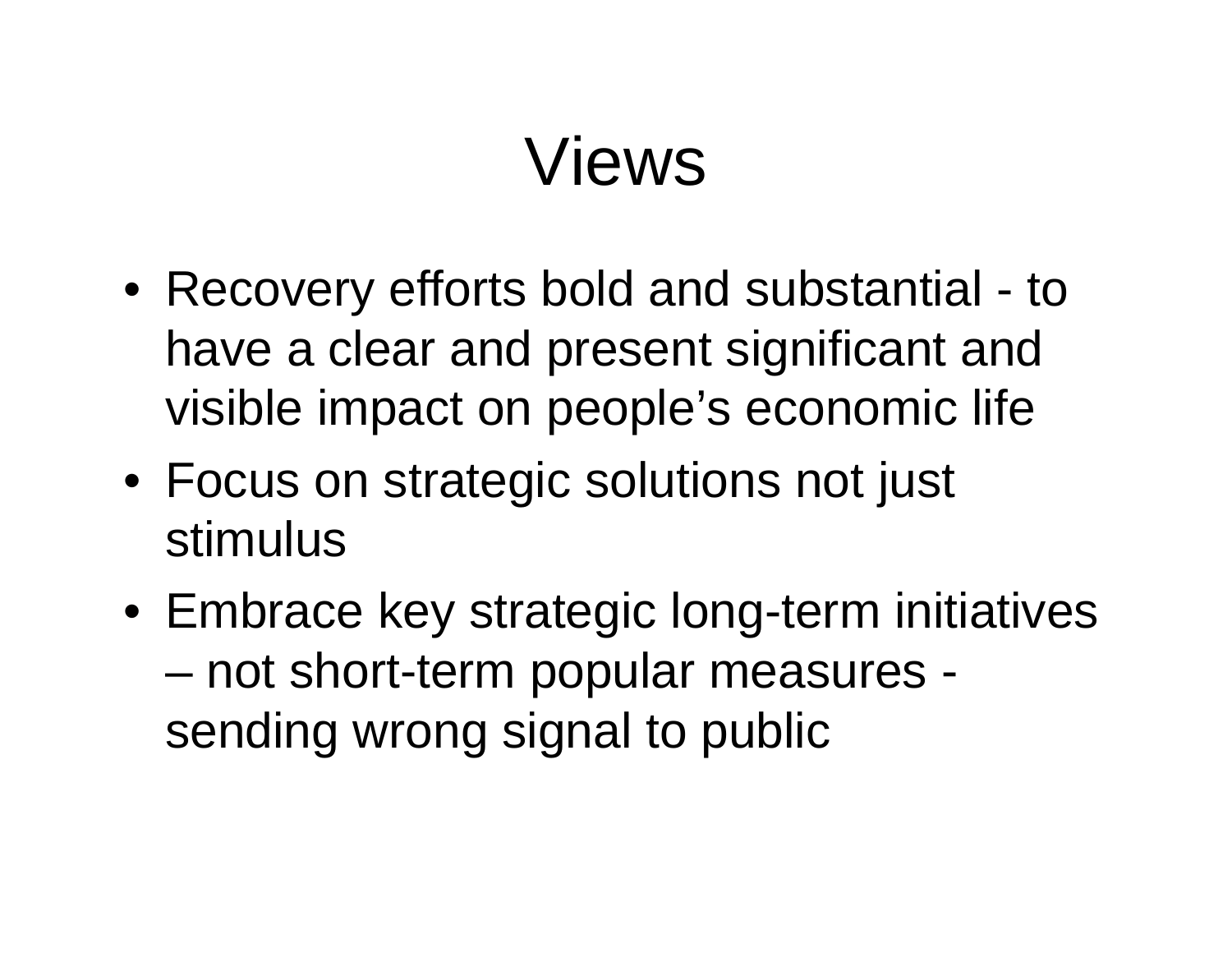# Views

- Recovery efforts bold and substantial - to have a clear and present significant and visible impact on people's economic life
- Focus on strategic solutions not just stimulus
- Embrace key strategic long-term initiatives – not short-term popular measures - sending wrong signal to public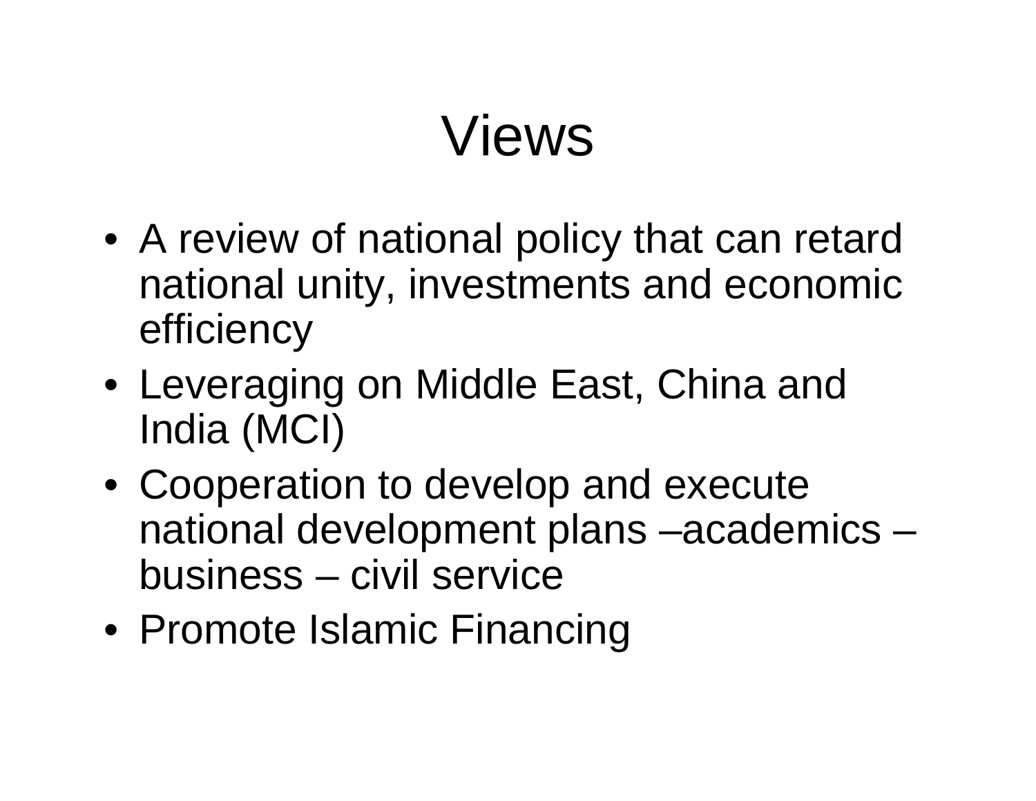# Views

- A review of national policy that can retard national unity, investments and economic efficiency
- Leveraging on Middle East, China and India (MCI)
- Cooperation to develop and execute national development plans –academics – business – civil service
- Promote Islamic Financing